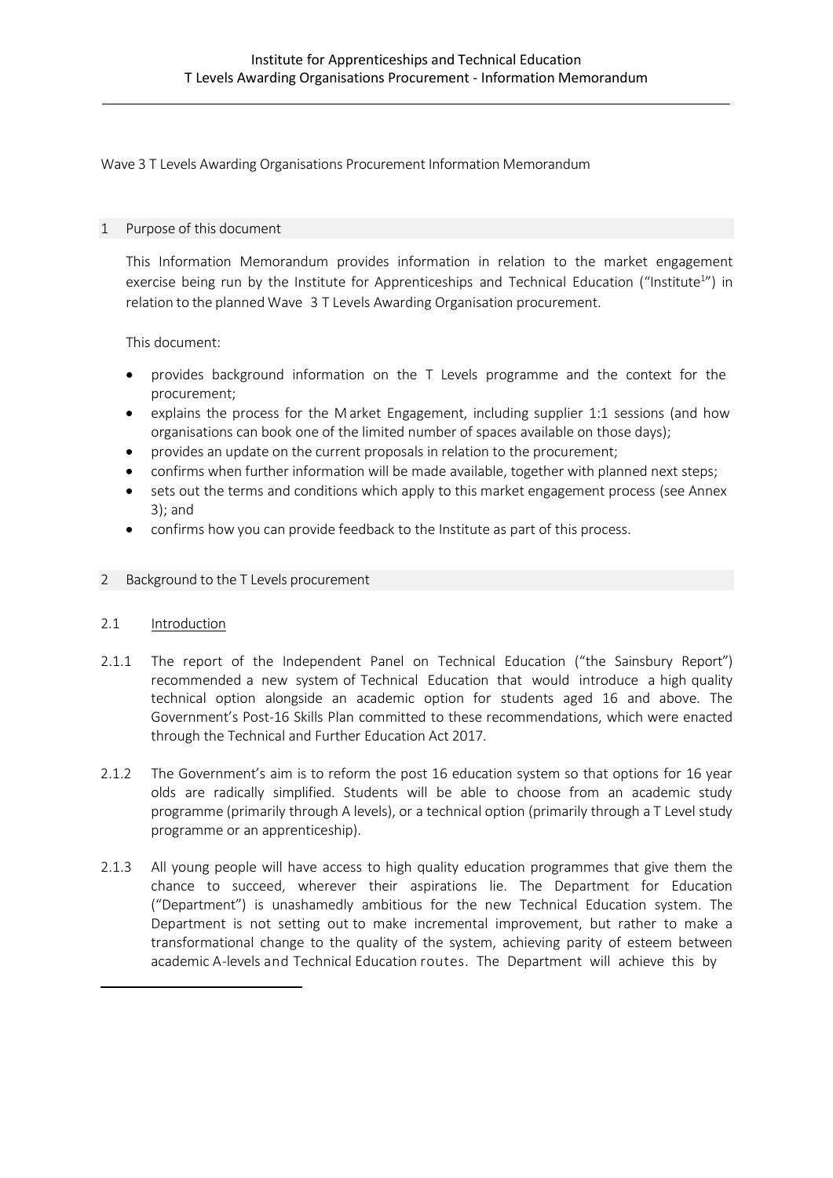Wave 3 T Levels Awarding Organisations Procurement Information Memorandum

## 1 Purpose of this document

This Information Memorandum provides information in relation to the market engagement exercise being run by the Institute for Apprenticeships and Technical Education ("Institute[1]") in relation to the planned Wave 3 T Levels Awarding Organisation procurement.

This document:

- provides background information on the T Levels programme and the context for the procurement;
- explains the process for the Market Engagement, including supplier 1:1 sessions (and how organisations can book one of the limited number of spaces available on those days);
- provides an update on the current proposals in relation to the procurement;
- confirms when further information will be made available, together with planned next steps;
- sets out the terms and conditions which apply to this market engagement process (see Annex 3); and
- confirms how you can provide feedback to the Institute as part of this process.

## 2 Background to the T Levels procurement

### 2.1 Introduction

2.1.1 The report of the Independent Panel on Technical Education ("the Sainsbury Report") recommended a new system of Technical Education that would introduce a high quality technical option alongside an academic option for students aged 16 and above. The Government's Post-16 Skills Plan committed to these recommendations, which were enacted through the Technical and Further Education Act 2017.

2.1.2 The Government's aim is to reform the post 16 education system so that options for 16 year olds are radically simplified. Students will be able to choose from an academic study programme (primarily through A levels), or a technical option (primarily through a T Level study programme or an apprenticeship).

2.1.3 All young people will have access to high quality education programmes that give them the chance to succeed, wherever their aspirations lie. The Department for Education ("Department") is unashamedly ambitious for the new Technical Education system. The Department is not setting out to make incremental improvement, but rather to make a transformational change to the quality of the system, achieving parity of esteem between academic A-levels and Technical Education routes. The Department will achieve this by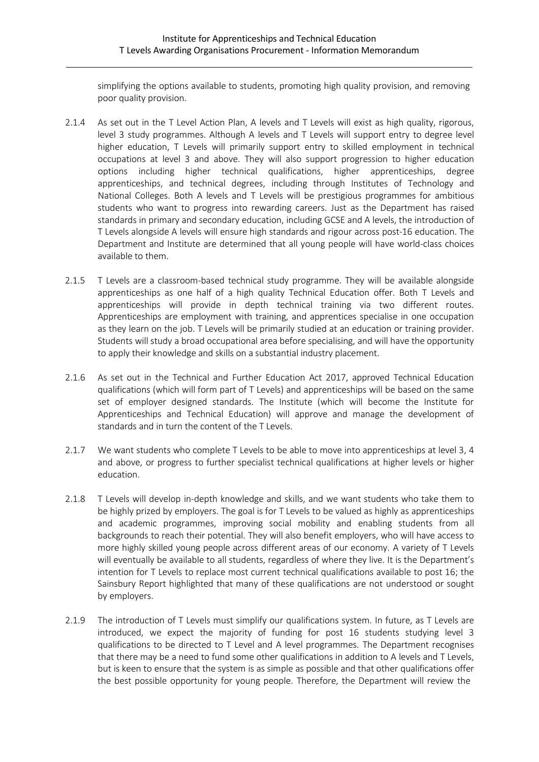simplifying the options available to students, promoting high quality provision, and removing poor quality provision.

2.1.4 As set out in the T Level Action Plan, A levels and T Levels will exist as high quality, rigorous, level 3 study programmes. Although A levels and T Levels will support entry to degree level higher education, T Levels will primarily support entry to skilled employment in technical occupations at level 3 and above. They will also support progression to higher education options including higher technical qualifications, higher apprenticeships, degree apprenticeships, and technical degrees, including through Institutes of Technology and National Colleges. Both A levels and T Levels will be prestigious programmes for ambitious students who want to progress into rewarding careers. Just as the Department has raised standards in primary and secondary education, including GCSE and A levels, the introduction of T Levels alongside A levels will ensure high standards and rigour across post-16 education. The Department and Institute are determined that all young people will have world-class choices available to them.

2.1.5 T Levels are a classroom-based technical study programme. They will be available alongside apprenticeships as one half of a high quality Technical Education offer. Both T Levels and apprenticeships will provide in depth technical training via two different routes. Apprenticeships are employment with training, and apprentices specialise in one occupation as they learn on the job. T Levels will be primarily studied at an education or training provider. Students will study a broad occupational area before specialising, and will have the opportunity to apply their knowledge and skills on a substantial industry placement.

2.1.6 As set out in the Technical and Further Education Act 2017, approved Technical Education qualifications (which will form part of T Levels) and apprenticeships will be based on the same set of employer designed standards. The Institute (which will become the Institute for Apprenticeships and Technical Education) will approve and manage the development of standards and in turn the content of the T Levels.

2.1.7 We want students who complete T Levels to be able to move into apprenticeships at level 3, 4 and above, or progress to further specialist technical qualifications at higher levels or higher education.

2.1.8 T Levels will develop in-depth knowledge and skills, and we want students who take them to be highly prized by employers. The goal is for T Levels to be valued as highly as apprenticeships and academic programmes, improving social mobility and enabling students from all backgrounds to reach their potential. They will also benefit employers, who will have access to more highly skilled young people across different areas of our economy. A variety of T Levels will eventually be available to all students, regardless of where they live. It is the Department's intention for T Levels to replace most current technical qualifications available to post 16; the Sainsbury Report highlighted that many of these qualifications are not understood or sought by employers.

2.1.9 The introduction of T Levels must simplify our qualifications system. In future, as T Levels are introduced, we expect the majority of funding for post 16 students studying level 3 qualifications to be directed to T Level and A level programmes. The Department recognises that there may be a need to fund some other qualifications in addition to A levels and T Levels, but is keen to ensure that the system is as simple as possible and that other qualifications offer the best possible opportunity for young people. Therefore, the Department will review the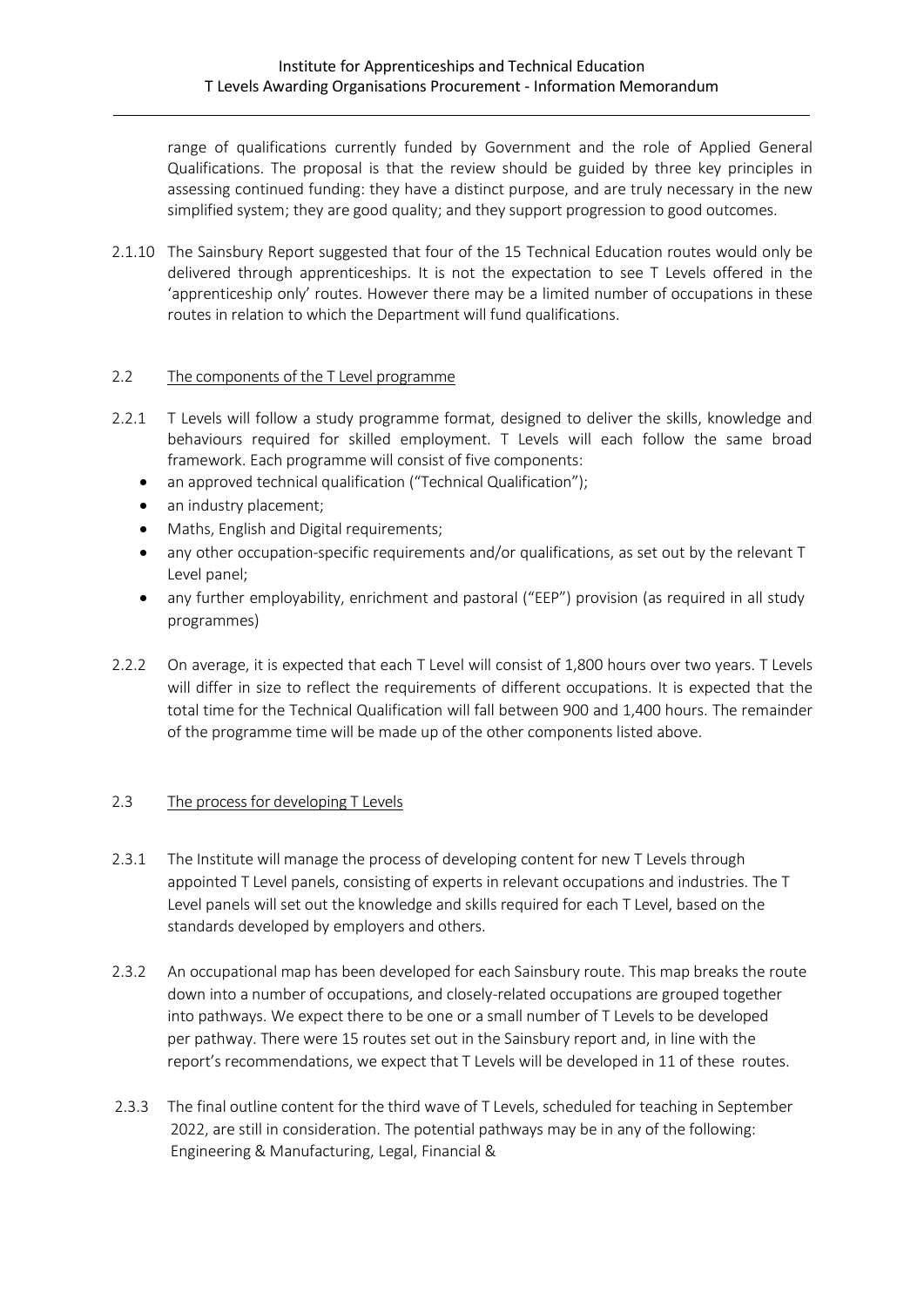range of qualifications currently funded by Government and the role of Applied General Qualifications. The proposal is that the review should be guided by three key principles in assessing continued funding: they have a distinct purpose, and are truly necessary in the new simplified system; they are good quality; and they support progression to good outcomes.

2.1.10 The Sainsbury Report suggested that four of the 15 Technical Education routes would only be delivered through apprenticeships. It is not the expectation to see T Levels offered in the 'apprenticeship only' routes. However there may be a limited number of occupations in these routes in relation to which the Department will fund qualifications.

## 2.2 The components of the T Level programme

2.2.1 T Levels will follow a study programme format, designed to deliver the skills, knowledge and behaviours required for skilled employment. T Levels will each follow the same broad framework. Each programme will consist of five components:

- an approved technical qualification ("Technical Qualification");
- an industry placement;
- Maths, English and Digital requirements;
- any other occupation-specific requirements and/or qualifications, as set out by the relevant T Level panel;
- any further employability, enrichment and pastoral ("EEP") provision (as required in all study programmes)

2.2.2 On average, it is expected that each T Level will consist of 1,800 hours over two years. T Levels will differ in size to reflect the requirements of different occupations. It is expected that the total time for the Technical Qualification will fall between 900 and 1,400 hours. The remainder of the programme time will be made up of the other components listed above.

## 2.3 The process for developing T Levels

2.3.1 The Institute will manage the process of developing content for new T Levels through appointed T Level panels, consisting of experts in relevant occupations and industries. The T Level panels will set out the knowledge and skills required for each T Level, based on the standards developed by employers and others.

2.3.2 An occupational map has been developed for each Sainsbury route. This map breaks the route down into a number of occupations, and closely-related occupations are grouped together into pathways. We expect there to be one or a small number of T Levels to be developed per pathway. There were 15 routes set out in the Sainsbury report and, in line with the report's recommendations, we expect that T Levels will be developed in 11 of these routes.

2.3.3 The final outline content for the third wave of T Levels, scheduled for teaching in September 2022, are still in consideration. The potential pathways may be in any of the following: Engineering & Manufacturing, Legal, Financial &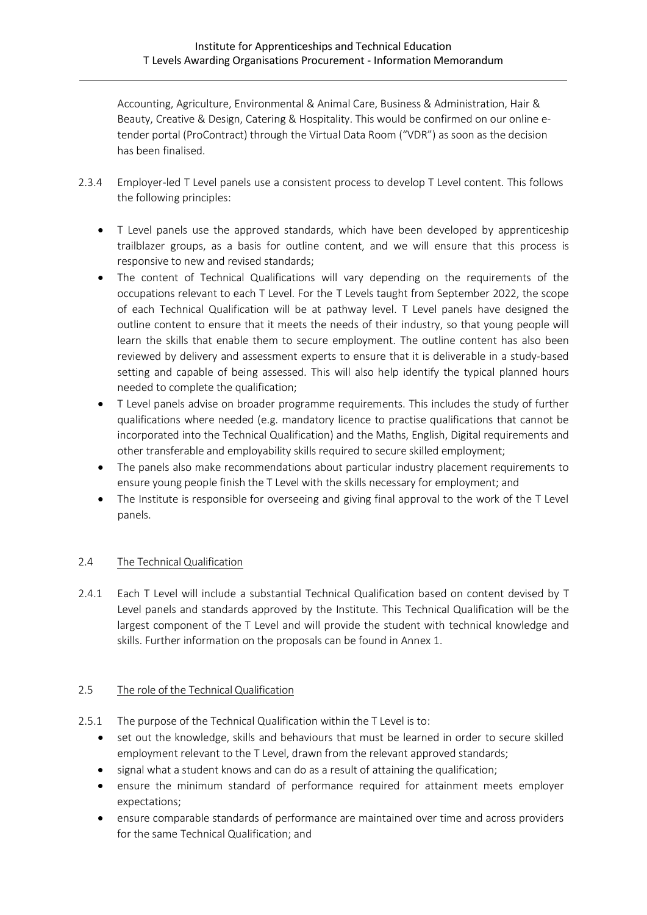Accounting, Agriculture, Environmental & Animal Care, Business & Administration, Hair & Beauty, Creative & Design, Catering & Hospitality. This would be confirmed on our online e-tender portal (ProContract) through the Virtual Data Room ("VDR") as soon as the decision has been finalised.

2.3.4 Employer-led T Level panels use a consistent process to develop T Level content. This follows the following principles:

- T Level panels use the approved standards, which have been developed by apprenticeship trailblazer groups, as a basis for outline content, and we will ensure that this process is responsive to new and revised standards;
- The content of Technical Qualifications will vary depending on the requirements of the occupations relevant to each T Level. For the T Levels taught from September 2022, the scope of each Technical Qualification will be at pathway level. T Level panels have designed the outline content to ensure that it meets the needs of their industry, so that young people will learn the skills that enable them to secure employment. The outline content has also been reviewed by delivery and assessment experts to ensure that it is deliverable in a study-based setting and capable of being assessed. This will also help identify the typical planned hours needed to complete the qualification;
- T Level panels advise on broader programme requirements. This includes the study of further qualifications where needed (e.g. mandatory licence to practise qualifications that cannot be incorporated into the Technical Qualification) and the Maths, English, Digital requirements and other transferable and employability skills required to secure skilled employment;
- The panels also make recommendations about particular industry placement requirements to ensure young people finish the T Level with the skills necessary for employment; and
- The Institute is responsible for overseeing and giving final approval to the work of the T Level panels.

## 2.4 The Technical Qualification

2.4.1 Each T Level will include a substantial Technical Qualification based on content devised by T Level panels and standards approved by the Institute. This Technical Qualification will be the largest component of the T Level and will provide the student with technical knowledge and skills. Further information on the proposals can be found in Annex 1.

## 2.5 The role of the Technical Qualification

2.5.1 The purpose of the Technical Qualification within the T Level is to:

- set out the knowledge, skills and behaviours that must be learned in order to secure skilled employment relevant to the T Level, drawn from the relevant approved standards;
- signal what a student knows and can do as a result of attaining the qualification;
- ensure the minimum standard of performance required for attainment meets employer expectations;
- ensure comparable standards of performance are maintained over time and across providers for the same Technical Qualification; and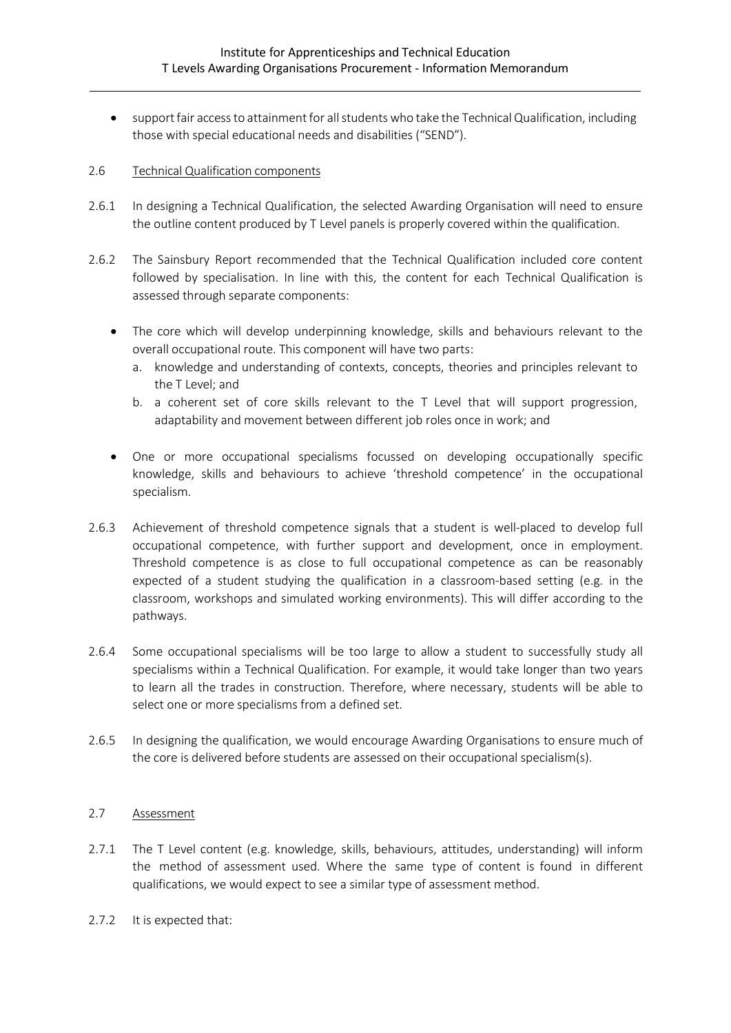- support fair access to attainment for all students who take the Technical Qualification, including those with special educational needs and disabilities ("SEND").

### 2.6 Technical Qualification components

2.6.1 In designing a Technical Qualification, the selected Awarding Organisation will need to ensure the outline content produced by T Level panels is properly covered within the qualification.

2.6.2 The Sainsbury Report recommended that the Technical Qualification included core content followed by specialisation. In line with this, the content for each Technical Qualification is assessed through separate components:

- The core which will develop underpinning knowledge, skills and behaviours relevant to the overall occupational route. This component will have two parts:
  a. knowledge and understanding of contexts, concepts, theories and principles relevant to the T Level; and
  b. a coherent set of core skills relevant to the T Level that will support progression, adaptability and movement between different job roles once in work; and
- One or more occupational specialisms focussed on developing occupationally specific knowledge, skills and behaviours to achieve 'threshold competence' in the occupational specialism.

2.6.3 Achievement of threshold competence signals that a student is well-placed to develop full occupational competence, with further support and development, once in employment. Threshold competence is as close to full occupational competence as can be reasonably expected of a student studying the qualification in a classroom-based setting (e.g. in the classroom, workshops and simulated working environments). This will differ according to the pathways.

2.6.4 Some occupational specialisms will be too large to allow a student to successfully study all specialisms within a Technical Qualification. For example, it would take longer than two years to learn all the trades in construction. Therefore, where necessary, students will be able to select one or more specialisms from a defined set.

2.6.5 In designing the qualification, we would encourage Awarding Organisations to ensure much of the core is delivered before students are assessed on their occupational specialism(s).

### 2.7 Assessment

2.7.1 The T Level content (e.g. knowledge, skills, behaviours, attitudes, understanding) will inform the method of assessment used. Where the same type of content is found in different qualifications, we would expect to see a similar type of assessment method.

2.7.2 It is expected that: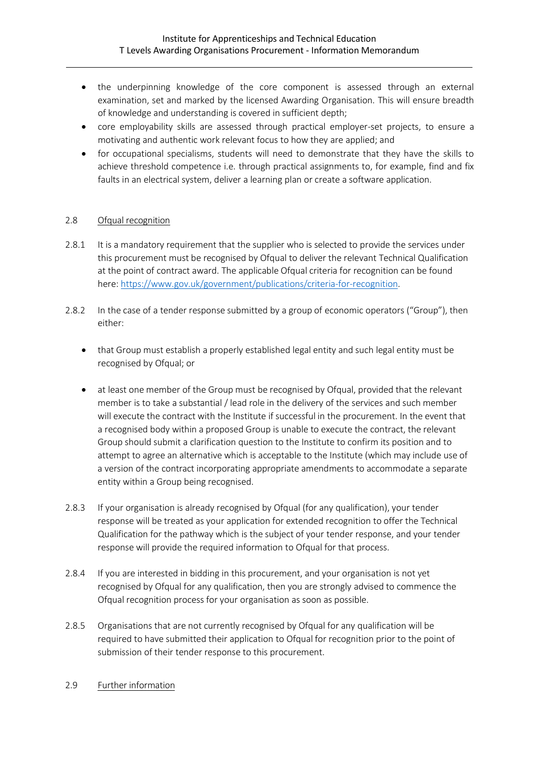- the underpinning knowledge of the core component is assessed through an external examination, set and marked by the licensed Awarding Organisation. This will ensure breadth of knowledge and understanding is covered in sufficient depth;
- core employability skills are assessed through practical employer-set projects, to ensure a motivating and authentic work relevant focus to how they are applied; and
- for occupational specialisms, students will need to demonstrate that they have the skills to achieve threshold competence i.e. through practical assignments to, for example, find and fix faults in an electrical system, deliver a learning plan or create a software application.

2.8 Ofqual recognition

2.8.1 It is a mandatory requirement that the supplier who is selected to provide the services under this procurement must be recognised by Ofqual to deliver the relevant Technical Qualification at the point of contract award. The applicable Ofqual criteria for recognition can be found here: [https://www.gov.uk/government/publications/criteria-for-recognition](https://www.gov.uk/government/publications/criteria-for-recognition).

2.8.2 In the case of a tender response submitted by a group of economic operators ("Group"), then either:

- that Group must establish a properly established legal entity and such legal entity must be recognised by Ofqual; or
- at least one member of the Group must be recognised by Ofqual, provided that the relevant member is to take a substantial / lead role in the delivery of the services and such member will execute the contract with the Institute if successful in the procurement. In the event that a recognised body within a proposed Group is unable to execute the contract, the relevant Group should submit a clarification question to the Institute to confirm its position and to attempt to agree an alternative which is acceptable to the Institute (which may include use of a version of the contract incorporating appropriate amendments to accommodate a separate entity within a Group being recognised.

2.8.3 If your organisation is already recognised by Ofqual (for any qualification), your tender response will be treated as your application for extended recognition to offer the Technical Qualification for the pathway which is the subject of your tender response, and your tender response will provide the required information to Ofqual for that process.

2.8.4 If you are interested in bidding in this procurement, and your organisation is not yet recognised by Ofqual for any qualification, then you are strongly advised to commence the Ofqual recognition process for your organisation as soon as possible.

2.8.5 Organisations that are not currently recognised by Ofqual for any qualification will be required to have submitted their application to Ofqual for recognition prior to the point of submission of their tender response to this procurement.

2.9 Further information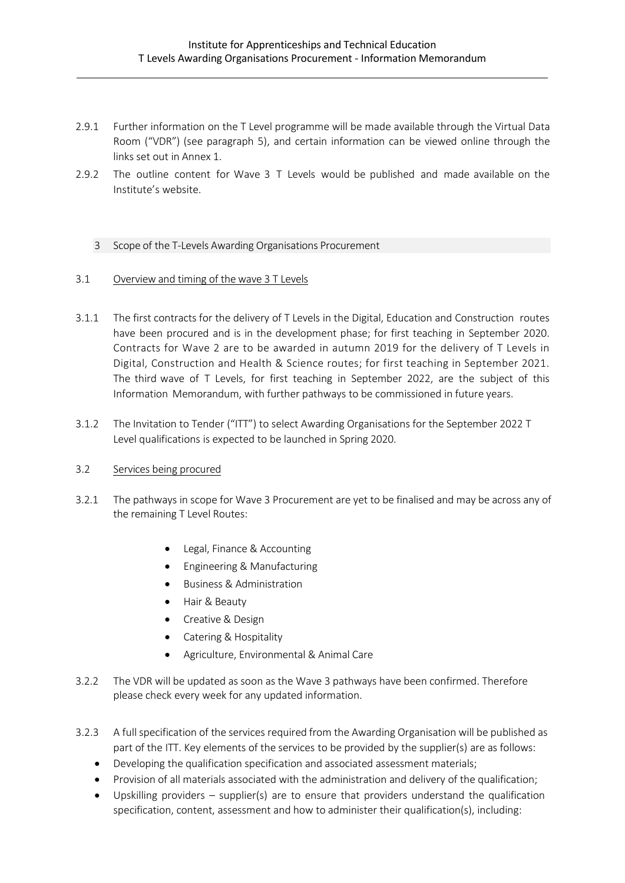2.9.1 Further information on the T Level programme will be made available through the Virtual Data Room ("VDR") (see paragraph 5), and certain information can be viewed online through the links set out in Annex 1.

2.9.2 The outline content for Wave 3 T Levels would be published and made available on the Institute's website.

## 3 Scope of the T-Levels Awarding Organisations Procurement

### 3.1 Overview and timing of the wave 3 T Levels

3.1.1 The first contracts for the delivery of T Levels in the Digital, Education and Construction routes have been procured and is in the development phase; for first teaching in September 2020. Contracts for Wave 2 are to be awarded in autumn 2019 for the delivery of T Levels in Digital, Construction and Health & Science routes; for first teaching in September 2021. The third wave of T Levels, for first teaching in September 2022, are the subject of this Information Memorandum, with further pathways to be commissioned in future years.

3.1.2 The Invitation to Tender ("ITT") to select Awarding Organisations for the September 2022 T Level qualifications is expected to be launched in Spring 2020.

### 3.2 Services being procured

3.2.1 The pathways in scope for Wave 3 Procurement are yet to be finalised and may be across any of the remaining T Level Routes:

- Legal, Finance & Accounting
- Engineering & Manufacturing
- Business & Administration
- Hair & Beauty
- Creative & Design
- Catering & Hospitality
- Agriculture, Environmental & Animal Care

3.2.2 The VDR will be updated as soon as the Wave 3 pathways have been confirmed. Therefore please check every week for any updated information.

3.2.3 A full specification of the services required from the Awarding Organisation will be published as part of the ITT. Key elements of the services to be provided by the supplier(s) are as follows:

- Developing the qualification specification and associated assessment materials;
- Provision of all materials associated with the administration and delivery of the qualification;
- Upskilling providers – supplier(s) are to ensure that providers understand the qualification specification, content, assessment and how to administer their qualification(s), including: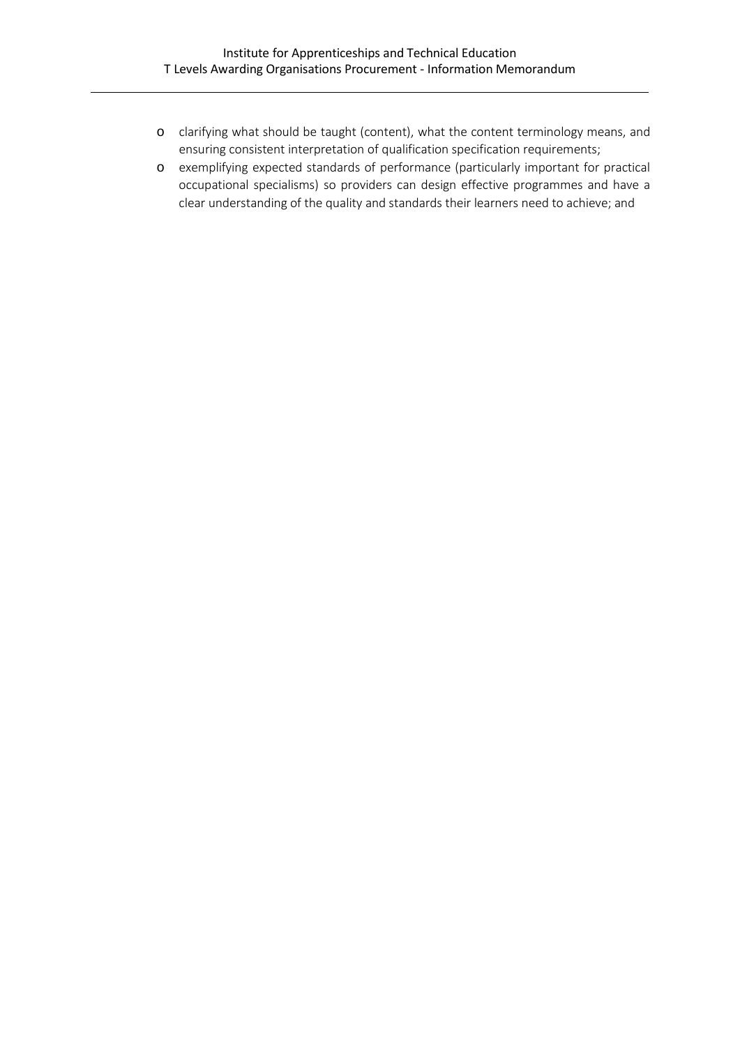- clarifying what should be taught (content), what the content terminology means, and ensuring consistent interpretation of qualification specification requirements;
- exemplifying expected standards of performance (particularly important for practical occupational specialisms) so providers can design effective programmes and have a clear understanding of the quality and standards their learners need to achieve; and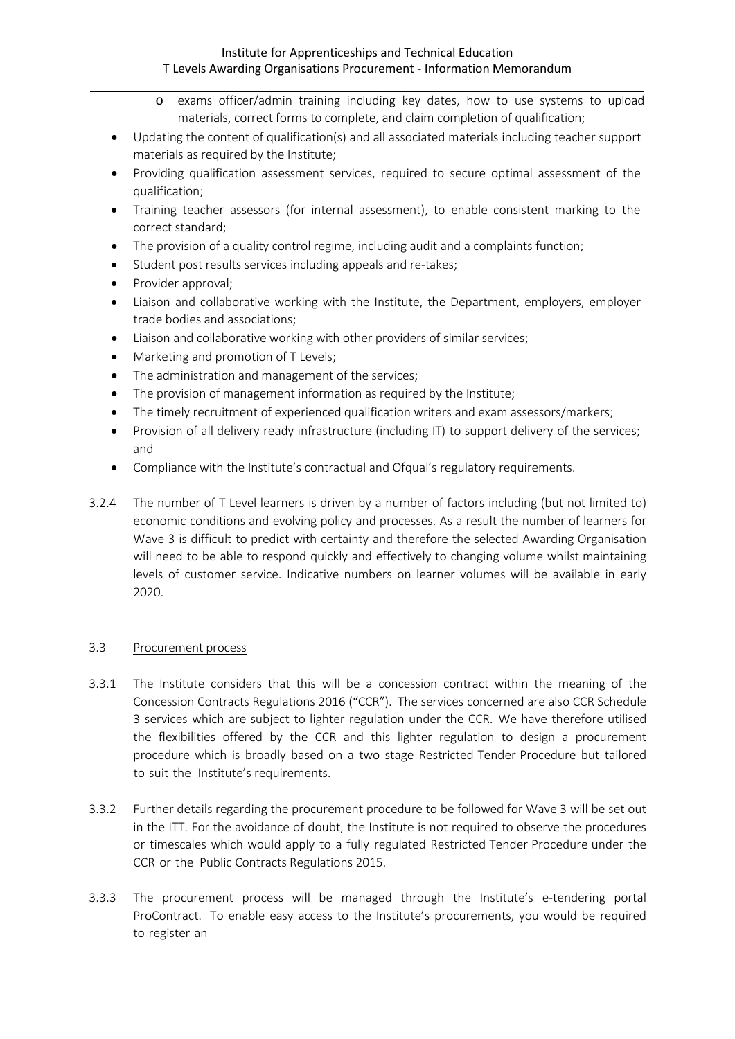- exams officer/admin training including key dates, how to use systems to upload materials, correct forms to complete, and claim completion of qualification;
- Updating the content of qualification(s) and all associated materials including teacher support materials as required by the Institute;
- Providing qualification assessment services, required to secure optimal assessment of the qualification;
- Training teacher assessors (for internal assessment), to enable consistent marking to the correct standard;
- The provision of a quality control regime, including audit and a complaints function;
- Student post results services including appeals and re-takes;
- Provider approval;
- Liaison and collaborative working with the Institute, the Department, employers, employer trade bodies and associations;
- Liaison and collaborative working with other providers of similar services;
- Marketing and promotion of T Levels;
- The administration and management of the services;
- The provision of management information as required by the Institute;
- The timely recruitment of experienced qualification writers and exam assessors/markers;
- Provision of all delivery ready infrastructure (including IT) to support delivery of the services; and
- Compliance with the Institute's contractual and Ofqual's regulatory requirements.

3.2.4 The number of T Level learners is driven by a number of factors including (but not limited to) economic conditions and evolving policy and processes. As a result the number of learners for Wave 3 is difficult to predict with certainty and therefore the selected Awarding Organisation will need to be able to respond quickly and effectively to changing volume whilst maintaining levels of customer service. Indicative numbers on learner volumes will be available in early 2020.

### 3.3 Procurement process

3.3.1 The Institute considers that this will be a concession contract within the meaning of the Concession Contracts Regulations 2016 ("CCR"). The services concerned are also CCR Schedule 3 services which are subject to lighter regulation under the CCR. We have therefore utilised the flexibilities offered by the CCR and this lighter regulation to design a procurement procedure which is broadly based on a two stage Restricted Tender Procedure but tailored to suit the Institute's requirements.

3.3.2 Further details regarding the procurement procedure to be followed for Wave 3 will be set out in the ITT. For the avoidance of doubt, the Institute is not required to observe the procedures or timescales which would apply to a fully regulated Restricted Tender Procedure under the CCR or the Public Contracts Regulations 2015.

3.3.3 The procurement process will be managed through the Institute's e-tendering portal ProContract. To enable easy access to the Institute's procurements, you would be required to register an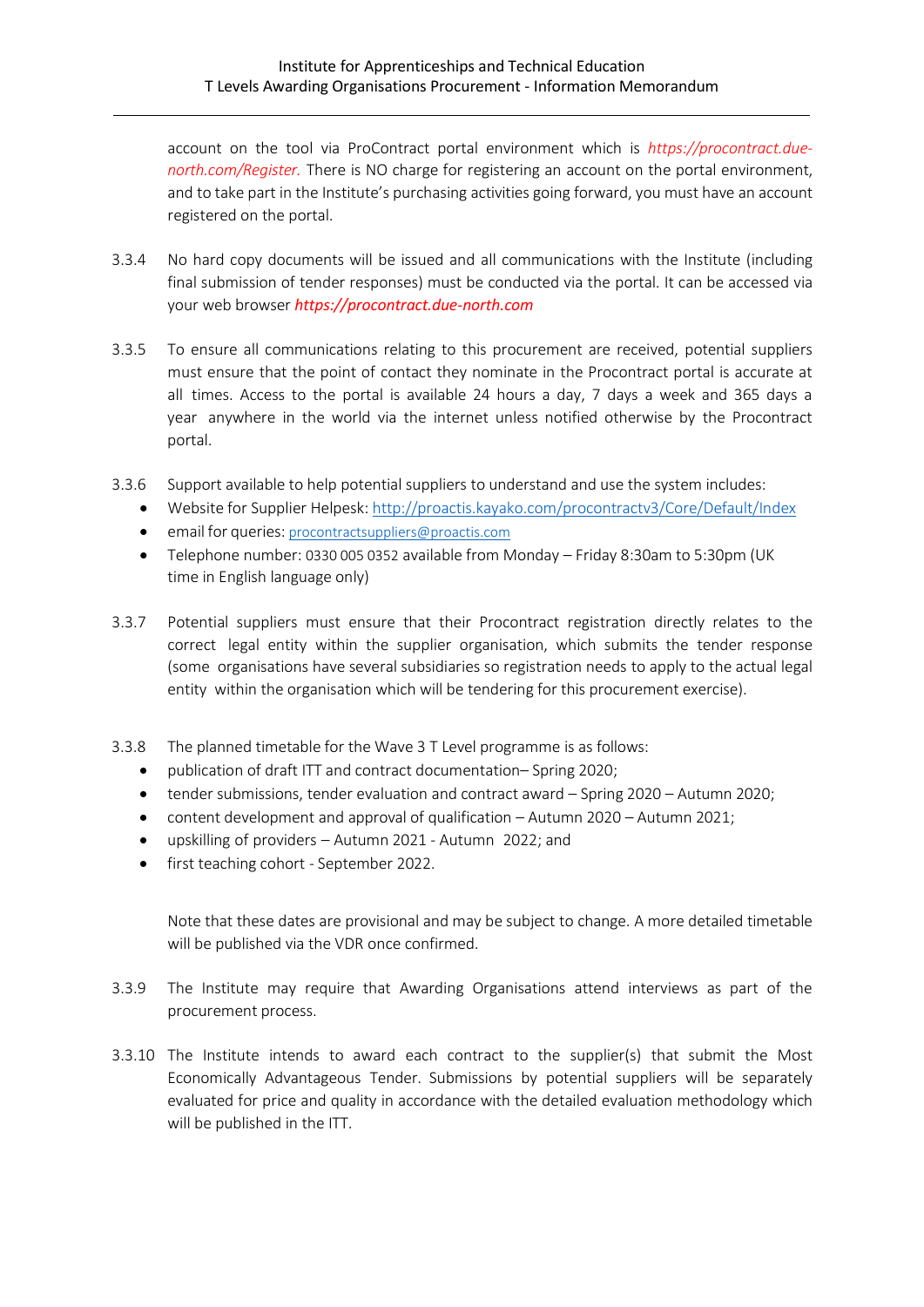account on the tool via ProContract portal environment which is *https://procontract.due-north.com/Register.* There is NO charge for registering an account on the portal environment, and to take part in the Institute's purchasing activities going forward, you must have an account registered on the portal.

3.3.4 No hard copy documents will be issued and all communications with the Institute (including final submission of tender responses) must be conducted via the portal. It can be accessed via your web browser ***https://procontract.due-north.com***

3.3.5 To ensure all communications relating to this procurement are received, potential suppliers must ensure that the point of contact they nominate in the Procontract portal is accurate at all times. Access to the portal is available 24 hours a day, 7 days a week and 365 days a year anywhere in the world via the internet unless notified otherwise by the Procontract portal.

3.3.6 Support available to help potential suppliers to understand and use the system includes:

- Website for Supplier Helpesk: http://proactis.kayako.com/procontractv3/Core/Default/Index
- email for queries: procontractsuppliers@proactis.com
- Telephone number: 0330 005 0352 available from Monday – Friday 8:30am to 5:30pm (UK time in English language only)

3.3.7 Potential suppliers must ensure that their Procontract registration directly relates to the correct legal entity within the supplier organisation, which submits the tender response (some organisations have several subsidiaries so registration needs to apply to the actual legal entity within the organisation which will be tendering for this procurement exercise).

3.3.8 The planned timetable for the Wave 3 T Level programme is as follows:

- publication of draft ITT and contract documentation– Spring 2020;
- tender submissions, tender evaluation and contract award – Spring 2020 – Autumn 2020;
- content development and approval of qualification – Autumn 2020 – Autumn 2021;
- upskilling of providers – Autumn 2021 - Autumn 2022; and
- first teaching cohort - September 2022.

Note that these dates are provisional and may be subject to change. A more detailed timetable will be published via the VDR once confirmed.

3.3.9 The Institute may require that Awarding Organisations attend interviews as part of the procurement process.

3.3.10 The Institute intends to award each contract to the supplier(s) that submit the Most Economically Advantageous Tender. Submissions by potential suppliers will be separately evaluated for price and quality in accordance with the detailed evaluation methodology which will be published in the ITT.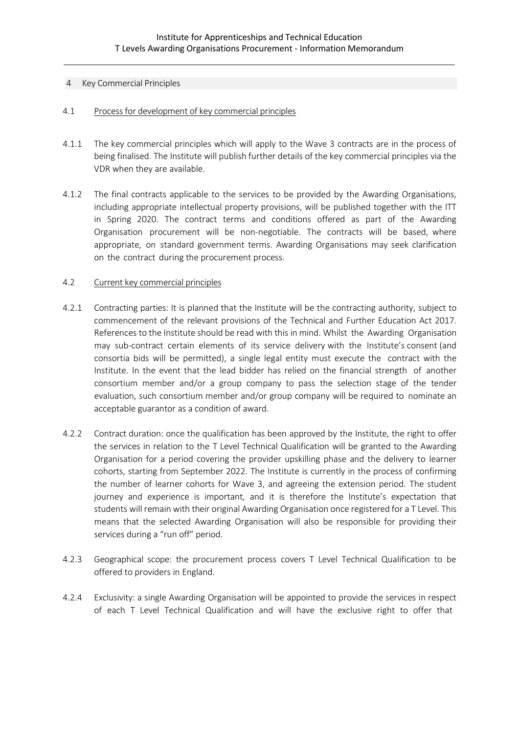## 4 Key Commercial Principles

### 4.1 Process for development of key commercial principles

4.1.1 The key commercial principles which will apply to the Wave 3 contracts are in the process of being finalised. The Institute will publish further details of the key commercial principles via the VDR when they are available.

4.1.2 The final contracts applicable to the services to be provided by the Awarding Organisations, including appropriate intellectual property provisions, will be published together with the ITT in Spring 2020. The contract terms and conditions offered as part of the Awarding Organisation procurement will be non-negotiable. The contracts will be based, where appropriate, on standard government terms. Awarding Organisations may seek clarification on the contract during the procurement process.

### 4.2 Current key commercial principles

4.2.1 Contracting parties: It is planned that the Institute will be the contracting authority, subject to commencement of the relevant provisions of the Technical and Further Education Act 2017. References to the Institute should be read with this in mind. Whilst the Awarding Organisation may sub-contract certain elements of its service delivery with the Institute's consent (and consortia bids will be permitted), a single legal entity must execute the contract with the Institute. In the event that the lead bidder has relied on the financial strength of another consortium member and/or a group company to pass the selection stage of the tender evaluation, such consortium member and/or group company will be required to nominate an acceptable guarantor as a condition of award.

4.2.2 Contract duration: once the qualification has been approved by the Institute, the right to offer the services in relation to the T Level Technical Qualification will be granted to the Awarding Organisation for a period covering the provider upskilling phase and the delivery to learner cohorts, starting from September 2022. The Institute is currently in the process of confirming the number of learner cohorts for Wave 3, and agreeing the extension period. The student journey and experience is important, and it is therefore the Institute's expectation that students will remain with their original Awarding Organisation once registered for a T Level. This means that the selected Awarding Organisation will also be responsible for providing their services during a "run off" period.

4.2.3 Geographical scope: the procurement process covers T Level Technical Qualification to be offered to providers in England.

4.2.4 Exclusivity: a single Awarding Organisation will be appointed to provide the services in respect of each T Level Technical Qualification and will have the exclusive right to offer that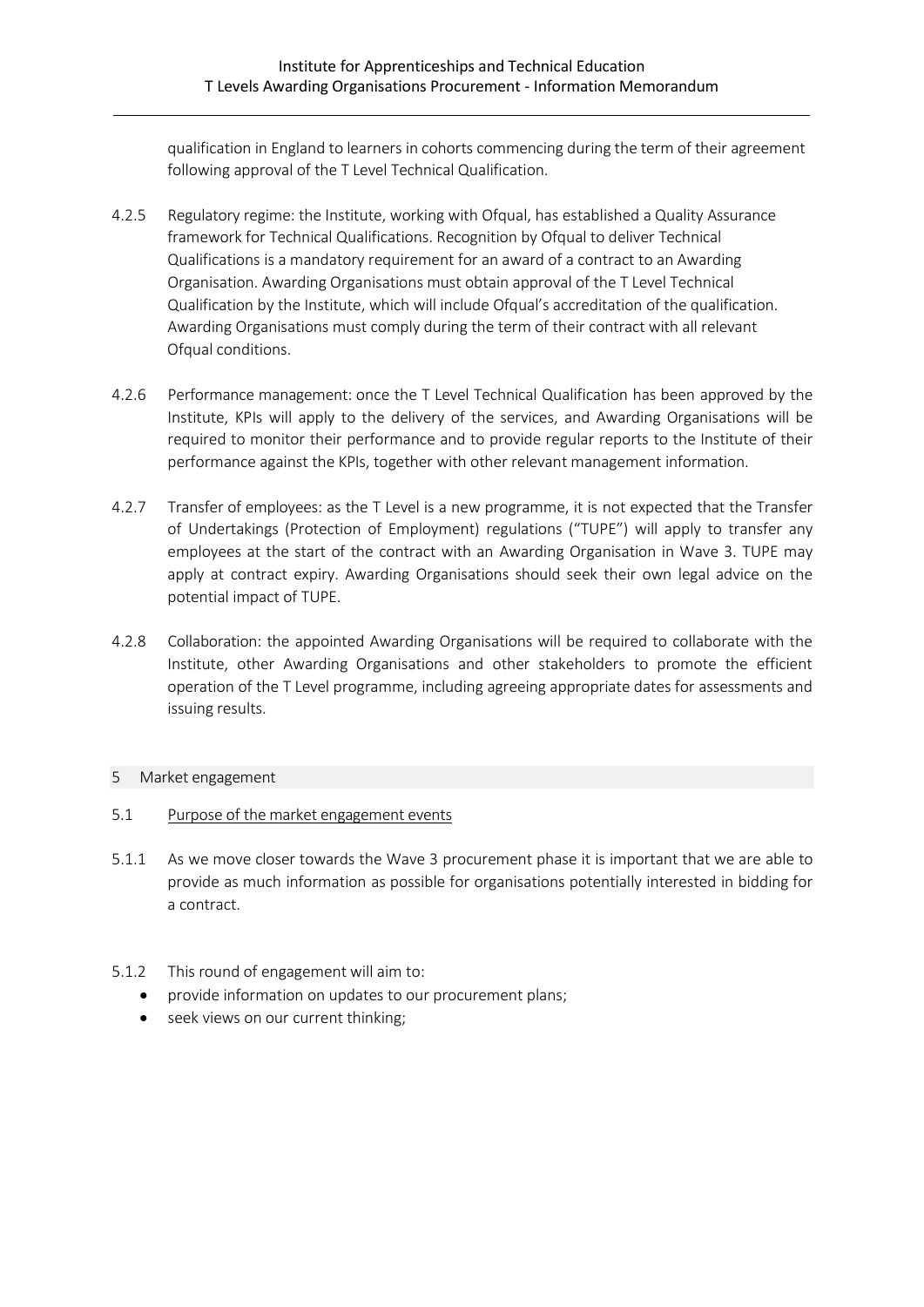qualification in England to learners in cohorts commencing during the term of their agreement following approval of the T Level Technical Qualification.

4.2.5 Regulatory regime: the Institute, working with Ofqual, has established a Quality Assurance framework for Technical Qualifications. Recognition by Ofqual to deliver Technical Qualifications is a mandatory requirement for an award of a contract to an Awarding Organisation. Awarding Organisations must obtain approval of the T Level Technical Qualification by the Institute, which will include Ofqual's accreditation of the qualification. Awarding Organisations must comply during the term of their contract with all relevant Ofqual conditions.

4.2.6 Performance management: once the T Level Technical Qualification has been approved by the Institute, KPIs will apply to the delivery of the services, and Awarding Organisations will be required to monitor their performance and to provide regular reports to the Institute of their performance against the KPIs, together with other relevant management information.

4.2.7 Transfer of employees: as the T Level is a new programme, it is not expected that the Transfer of Undertakings (Protection of Employment) regulations ("TUPE") will apply to transfer any employees at the start of the contract with an Awarding Organisation in Wave 3. TUPE may apply at contract expiry. Awarding Organisations should seek their own legal advice on the potential impact of TUPE.

4.2.8 Collaboration: the appointed Awarding Organisations will be required to collaborate with the Institute, other Awarding Organisations and other stakeholders to promote the efficient operation of the T Level programme, including agreeing appropriate dates for assessments and issuing results.

## 5 Market engagement

### 5.1 Purpose of the market engagement events

5.1.1 As we move closer towards the Wave 3 procurement phase it is important that we are able to provide as much information as possible for organisations potentially interested in bidding for a contract.

5.1.2 This round of engagement will aim to:

- provide information on updates to our procurement plans;
- seek views on our current thinking;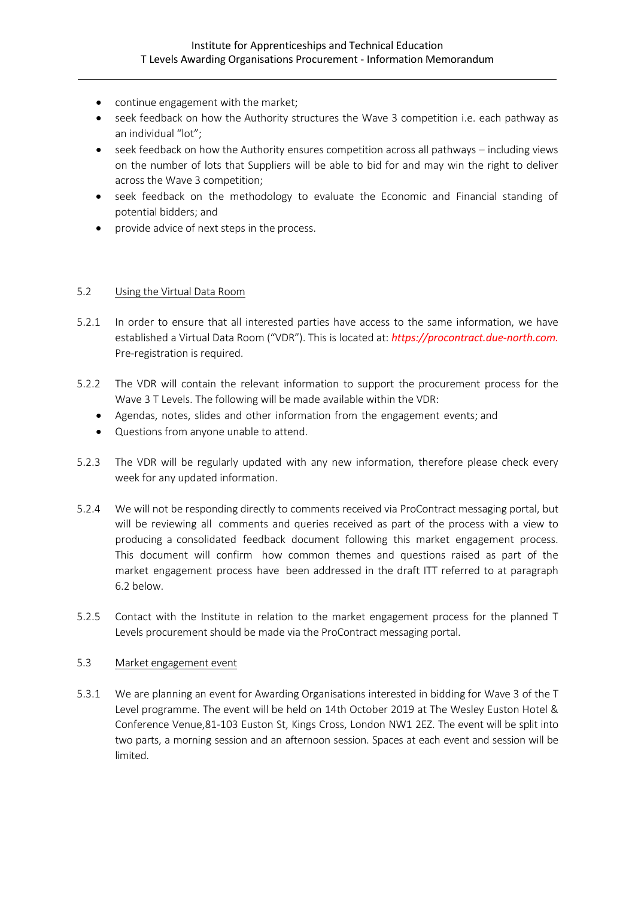- continue engagement with the market;
- seek feedback on how the Authority structures the Wave 3 competition i.e. each pathway as an individual "lot";
- seek feedback on how the Authority ensures competition across all pathways – including views on the number of lots that Suppliers will be able to bid for and may win the right to deliver across the Wave 3 competition;
- seek feedback on the methodology to evaluate the Economic and Financial standing of potential bidders; and
- provide advice of next steps in the process.

5.2 Using the Virtual Data Room

5.2.1 In order to ensure that all interested parties have access to the same information, we have established a Virtual Data Room ("VDR"). This is located at: ***https://procontract.due-north.com.*** Pre-registration is required.

5.2.2 The VDR will contain the relevant information to support the procurement process for the Wave 3 T Levels. The following will be made available within the VDR:

- Agendas, notes, slides and other information from the engagement events; and
- Questions from anyone unable to attend.

5.2.3 The VDR will be regularly updated with any new information, therefore please check every week for any updated information.

5.2.4 We will not be responding directly to comments received via ProContract messaging portal, but will be reviewing all comments and queries received as part of the process with a view to producing a consolidated feedback document following this market engagement process. This document will confirm how common themes and questions raised as part of the market engagement process have been addressed in the draft ITT referred to at paragraph 6.2 below.

5.2.5 Contact with the Institute in relation to the market engagement process for the planned T Levels procurement should be made via the ProContract messaging portal.

5.3 Market engagement event

5.3.1 We are planning an event for Awarding Organisations interested in bidding for Wave 3 of the T Level programme. The event will be held on 14th October 2019 at The Wesley Euston Hotel & Conference Venue,81-103 Euston St, Kings Cross, London NW1 2EZ. The event will be split into two parts, a morning session and an afternoon session. Spaces at each event and session will be limited.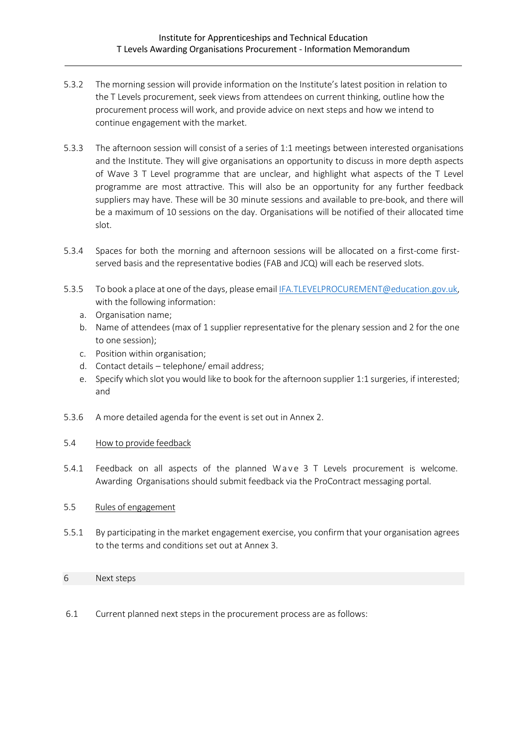5.3.2 The morning session will provide information on the Institute's latest position in relation to the T Levels procurement, seek views from attendees on current thinking, outline how the procurement process will work, and provide advice on next steps and how we intend to continue engagement with the market.

5.3.3 The afternoon session will consist of a series of 1:1 meetings between interested organisations and the Institute. They will give organisations an opportunity to discuss in more depth aspects of Wave 3 T Level programme that are unclear, and highlight what aspects of the T Level programme are most attractive. This will also be an opportunity for any further feedback suppliers may have. These will be 30 minute sessions and available to pre-book, and there will be a maximum of 10 sessions on the day. Organisations will be notified of their allocated time slot.

5.3.4 Spaces for both the morning and afternoon sessions will be allocated on a first-come first-served basis and the representative bodies (FAB and JCQ) will each be reserved slots.

5.3.5 To book a place at one of the days, please email IFA.TLEVELPROCUREMENT@education.gov.uk, with the following information:

a. Organisation name;
b. Name of attendees (max of 1 supplier representative for the plenary session and 2 for the one to one session);
c. Position within organisation;
d. Contact details – telephone/ email address;
e. Specify which slot you would like to book for the afternoon supplier 1:1 surgeries, if interested; and

5.3.6 A more detailed agenda for the event is set out in Annex 2.

5.4 How to provide feedback

5.4.1 Feedback on all aspects of the planned Wave 3 T Levels procurement is welcome. Awarding Organisations should submit feedback via the ProContract messaging portal.

5.5 Rules of engagement

5.5.1 By participating in the market engagement exercise, you confirm that your organisation agrees to the terms and conditions set out at Annex 3.

## 6 Next steps

6.1 Current planned next steps in the procurement process are as follows: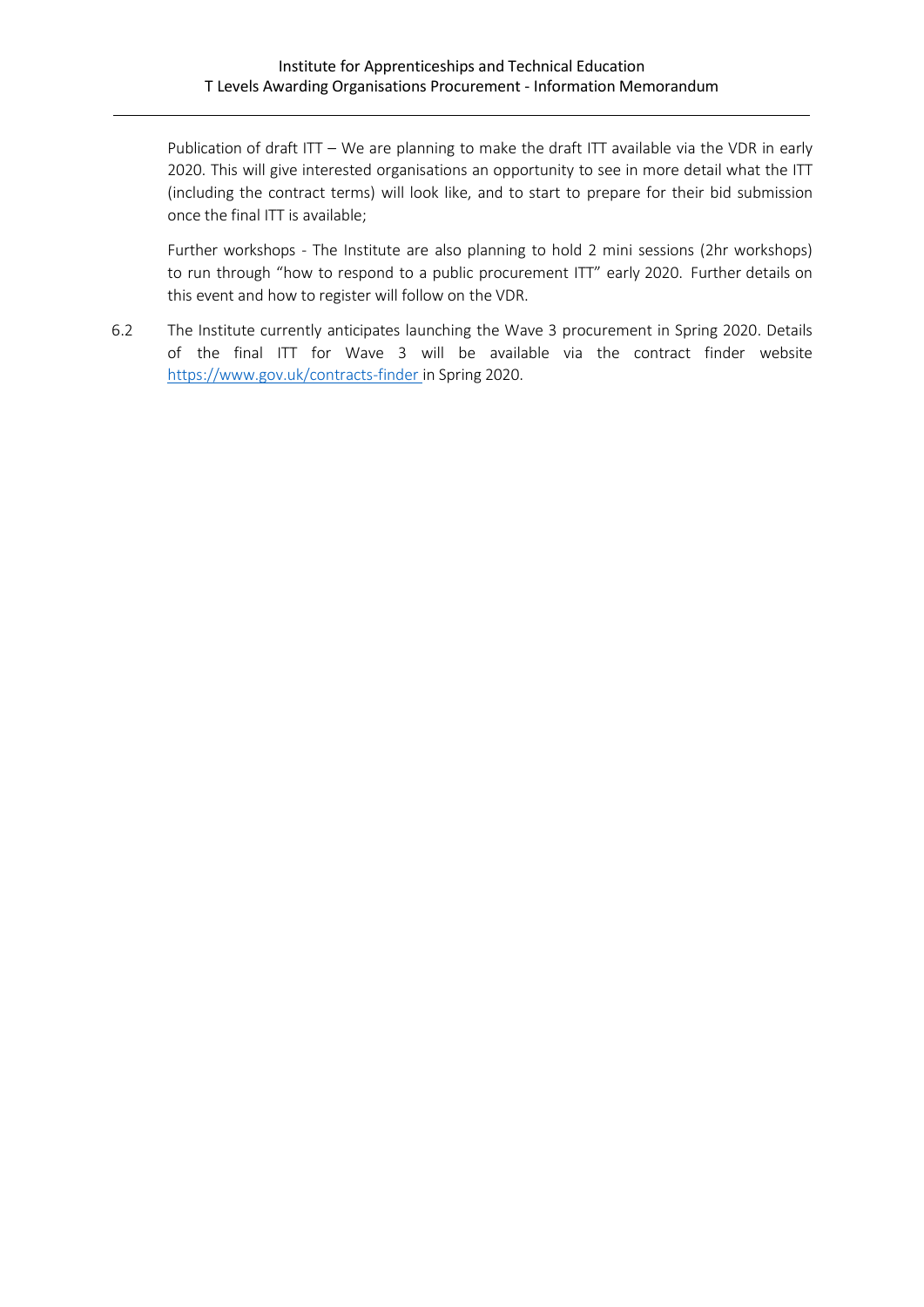Publication of draft ITT – We are planning to make the draft ITT available via the VDR in early 2020. This will give interested organisations an opportunity to see in more detail what the ITT (including the contract terms) will look like, and to start to prepare for their bid submission once the final ITT is available;

Further workshops - The Institute are also planning to hold 2 mini sessions (2hr workshops) to run through "how to respond to a public procurement ITT" early 2020. Further details on this event and how to register will follow on the VDR.

6.2 The Institute currently anticipates launching the Wave 3 procurement in Spring 2020. Details of the final ITT for Wave 3 will be available via the contract finder website [https://www.gov.uk/contracts-finder](https://www.gov.uk/contracts-finder) in Spring 2020.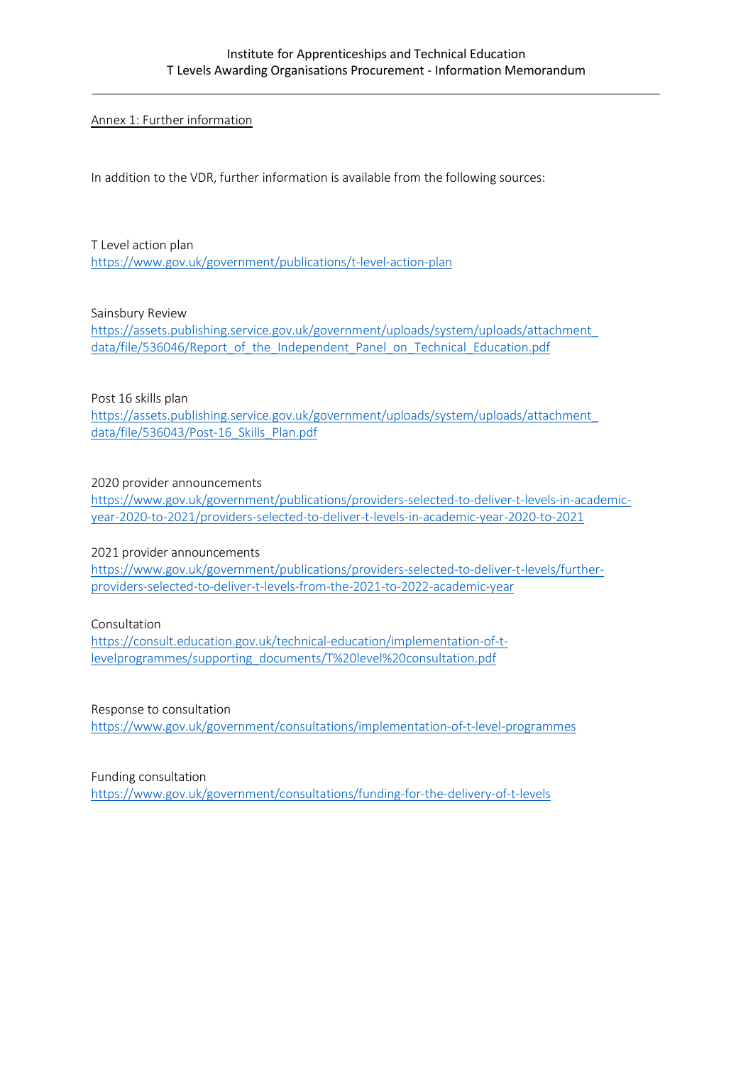Annex 1: Further information

In addition to the VDR, further information is available from the following sources:

T Level action plan
https://www.gov.uk/government/publications/t-level-action-plan

Sainsbury Review
https://assets.publishing.service.gov.uk/government/uploads/system/uploads/attachment_data/file/536046/Report_of_the_Independent_Panel_on_Technical_Education.pdf

Post 16 skills plan
https://assets.publishing.service.gov.uk/government/uploads/system/uploads/attachment_data/file/536043/Post-16_Skills_Plan.pdf

2020 provider announcements
https://www.gov.uk/government/publications/providers-selected-to-deliver-t-levels-in-academic-year-2020-to-2021/providers-selected-to-deliver-t-levels-in-academic-year-2020-to-2021

2021 provider announcements
https://www.gov.uk/government/publications/providers-selected-to-deliver-t-levels/further-providers-selected-to-deliver-t-levels-from-the-2021-to-2022-academic-year

Consultation
https://consult.education.gov.uk/technical-education/implementation-of-t-levelprogrammes/supporting_documents/T%20level%20consultation.pdf

Response to consultation
https://www.gov.uk/government/consultations/implementation-of-t-level-programmes

Funding consultation
https://www.gov.uk/government/consultations/funding-for-the-delivery-of-t-levels